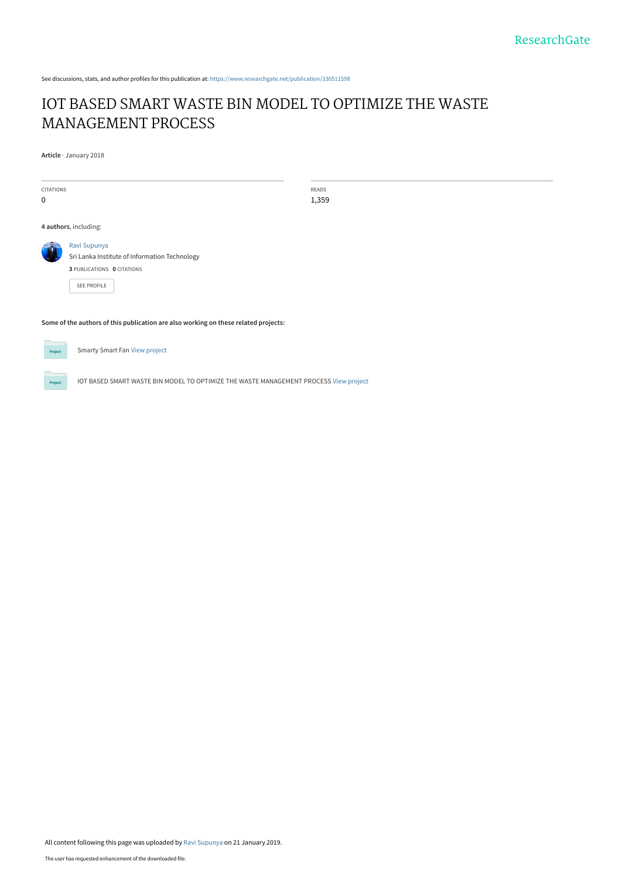See discussions, stats, and author profiles for this publication at: https://www.researchgate.net/publication/330511598

# IOT BASED SMART WASTE BIN MODEL TO OPTIMIZE THE WASTE MANAGEMENT PROCESS

**Article** · January 2018

| CITATIONS | READS |
| --- | --- |
| 0 | 1,359 |

**4 authors**, including:

Ravi Supunya
Sri Lanka Institute of Information Technology
**3** PUBLICATIONS **0** CITATIONS

SEE PROFILE

**Some of the authors of this publication are also working on these related projects:**

Smarty Smart Fan View project

IOT BASED SMART WASTE BIN MODEL TO OPTIMIZE THE WASTE MANAGEMENT PROCESS View project

All content following this page was uploaded by Ravi Supunya on 21 January 2019.

The user has requested enhancement of the downloaded file.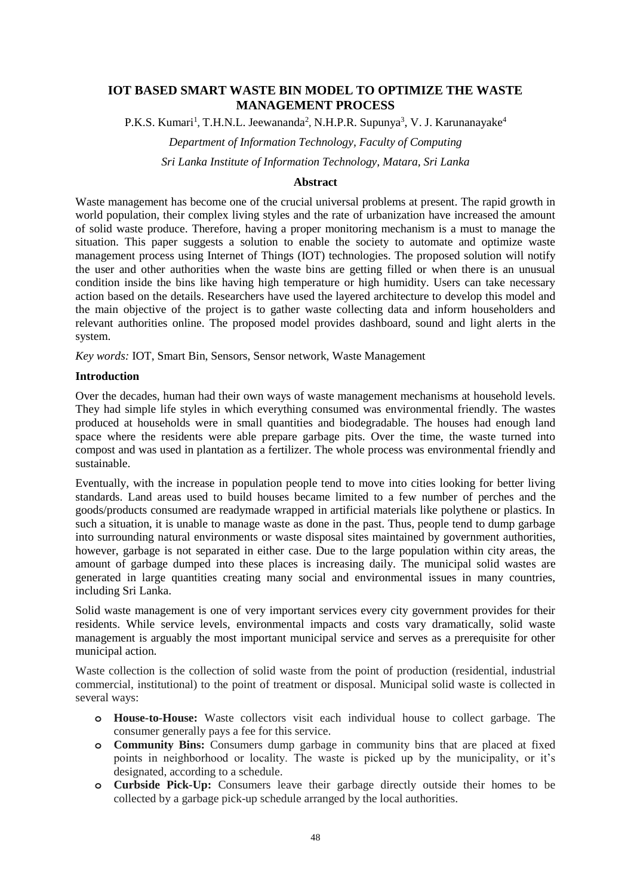## IOT BASED SMART WASTE BIN MODEL TO OPTIMIZE THE WASTE MANAGEMENT PROCESS

P.K.S. Kumari[1], T.H.N.L. Jeewananda[2], N.H.P.R. Supunya[3], V. J. Karunanayake[4]

*Department of Information Technology, Faculty of Computing*

*Sri Lanka Institute of Information Technology, Matara, Sri Lanka*

### Abstract

Waste management has become one of the crucial universal problems at present. The rapid growth in world population, their complex living styles and the rate of urbanization have increased the amount of solid waste produce. Therefore, having a proper monitoring mechanism is a must to manage the situation. This paper suggests a solution to enable the society to automate and optimize waste management process using Internet of Things (IOT) technologies. The proposed solution will notify the user and other authorities when the waste bins are getting filled or when there is an unusual condition inside the bins like having high temperature or high humidity. Users can take necessary action based on the details. Researchers have used the layered architecture to develop this model and the main objective of the project is to gather waste collecting data and inform householders and relevant authorities online. The proposed model provides dashboard, sound and light alerts in the system.

*Key words:* IOT, Smart Bin, Sensors, Sensor network, Waste Management

### Introduction

Over the decades, human had their own ways of waste management mechanisms at household levels. They had simple life styles in which everything consumed was environmental friendly. The wastes produced at households were in small quantities and biodegradable. The houses had enough land space where the residents were able prepare garbage pits. Over the time, the waste turned into compost and was used in plantation as a fertilizer. The whole process was environmental friendly and sustainable.

Eventually, with the increase in population people tend to move into cities looking for better living standards. Land areas used to build houses became limited to a few number of perches and the goods/products consumed are readymade wrapped in artificial materials like polythene or plastics. In such a situation, it is unable to manage waste as done in the past. Thus, people tend to dump garbage into surrounding natural environments or waste disposal sites maintained by government authorities, however, garbage is not separated in either case. Due to the large population within city areas, the amount of garbage dumped into these places is increasing daily. The municipal solid wastes are generated in large quantities creating many social and environmental issues in many countries, including Sri Lanka.

Solid waste management is one of very important services every city government provides for their residents. While service levels, environmental impacts and costs vary dramatically, solid waste management is arguably the most important municipal service and serves as a prerequisite for other municipal action.

Waste collection is the collection of solid waste from the point of production (residential, industrial commercial, institutional) to the point of treatment or disposal. Municipal solid waste is collected in several ways:

- **House-to-House:** Waste collectors visit each individual house to collect garbage. The consumer generally pays a fee for this service.
- **Community Bins:** Consumers dump garbage in community bins that are placed at fixed points in neighborhood or locality. The waste is picked up by the municipality, or it's designated, according to a schedule.
- **Curbside Pick-Up:** Consumers leave their garbage directly outside their homes to be collected by a garbage pick-up schedule arranged by the local authorities.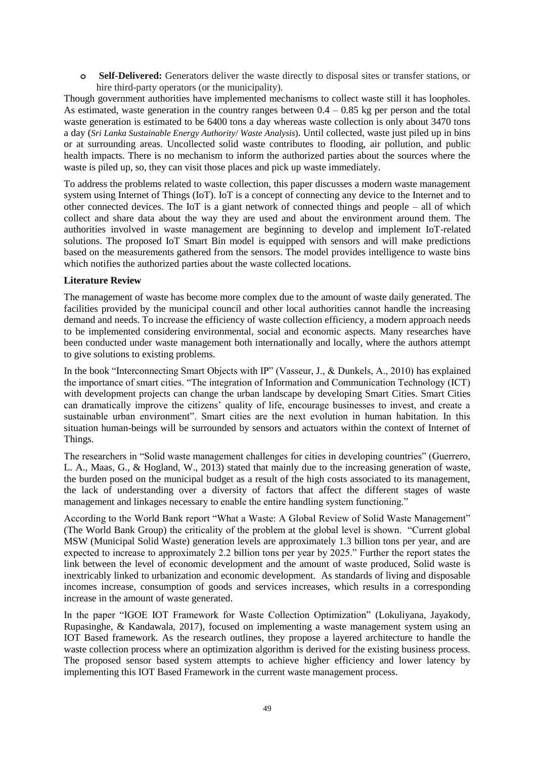- **Self-Delivered:** Generators deliver the waste directly to disposal sites or transfer stations, or hire third-party operators (or the municipality).

Though government authorities have implemented mechanisms to collect waste still it has loopholes. As estimated, waste generation in the country ranges between 0.4 – 0.85 kg per person and the total waste generation is estimated to be 6400 tons a day whereas waste collection is only about 3470 tons a day (*Sri Lanka Sustainable Energy Authority/ Waste Analysis*). Until collected, waste just piled up in bins or at surrounding areas. Uncollected solid waste contributes to flooding, air pollution, and public health impacts. There is no mechanism to inform the authorized parties about the sources where the waste is piled up, so, they can visit those places and pick up waste immediately.

To address the problems related to waste collection, this paper discusses a modern waste management system using Internet of Things (IoT). IoT is a concept of connecting any device to the Internet and to other connected devices. The IoT is a giant network of connected things and people – all of which collect and share data about the way they are used and about the environment around them. The authorities involved in waste management are beginning to develop and implement IoT-related solutions. The proposed IoT Smart Bin model is equipped with sensors and will make predictions based on the measurements gathered from the sensors. The model provides intelligence to waste bins which notifies the authorized parties about the waste collected locations.

**Literature Review**

The management of waste has become more complex due to the amount of waste daily generated. The facilities provided by the municipal council and other local authorities cannot handle the increasing demand and needs. To increase the efficiency of waste collection efficiency, a modern approach needs to be implemented considering environmental, social and economic aspects. Many researches have been conducted under waste management both internationally and locally, where the authors attempt to give solutions to existing problems.

In the book "Interconnecting Smart Objects with IP" (Vasseur, J., & Dunkels, A., 2010) has explained the importance of smart cities. "The integration of Information and Communication Technology (ICT) with development projects can change the urban landscape by developing Smart Cities. Smart Cities can dramatically improve the citizens' quality of life, encourage businesses to invest, and create a sustainable urban environment". Smart cities are the next evolution in human habitation. In this situation human-beings will be surrounded by sensors and actuators within the context of Internet of Things.

The researchers in "Solid waste management challenges for cities in developing countries" (Guerrero, L. A., Maas, G., & Hogland, W., 2013) stated that mainly due to the increasing generation of waste, the burden posed on the municipal budget as a result of the high costs associated to its management, the lack of understanding over a diversity of factors that affect the different stages of waste management and linkages necessary to enable the entire handling system functioning."

According to the World Bank report "What a Waste: A Global Review of Solid Waste Management" (The World Bank Group) the criticality of the problem at the global level is shown. "Current global MSW (Municipal Solid Waste) generation levels are approximately 1.3 billion tons per year, and are expected to increase to approximately 2.2 billion tons per year by 2025." Further the report states the link between the level of economic development and the amount of waste produced, Solid waste is inextricably linked to urbanization and economic development. As standards of living and disposable incomes increase, consumption of goods and services increases, which results in a corresponding increase in the amount of waste generated.

In the paper "IGOE IOT Framework for Waste Collection Optimization" (Lokuliyana, Jayakody, Rupasinghe, & Kandawala, 2017), focused on implementing a waste management system using an IOT Based framework. As the research outlines, they propose a layered architecture to handle the waste collection process where an optimization algorithm is derived for the existing business process. The proposed sensor based system attempts to achieve higher efficiency and lower latency by implementing this IOT Based Framework in the current waste management process.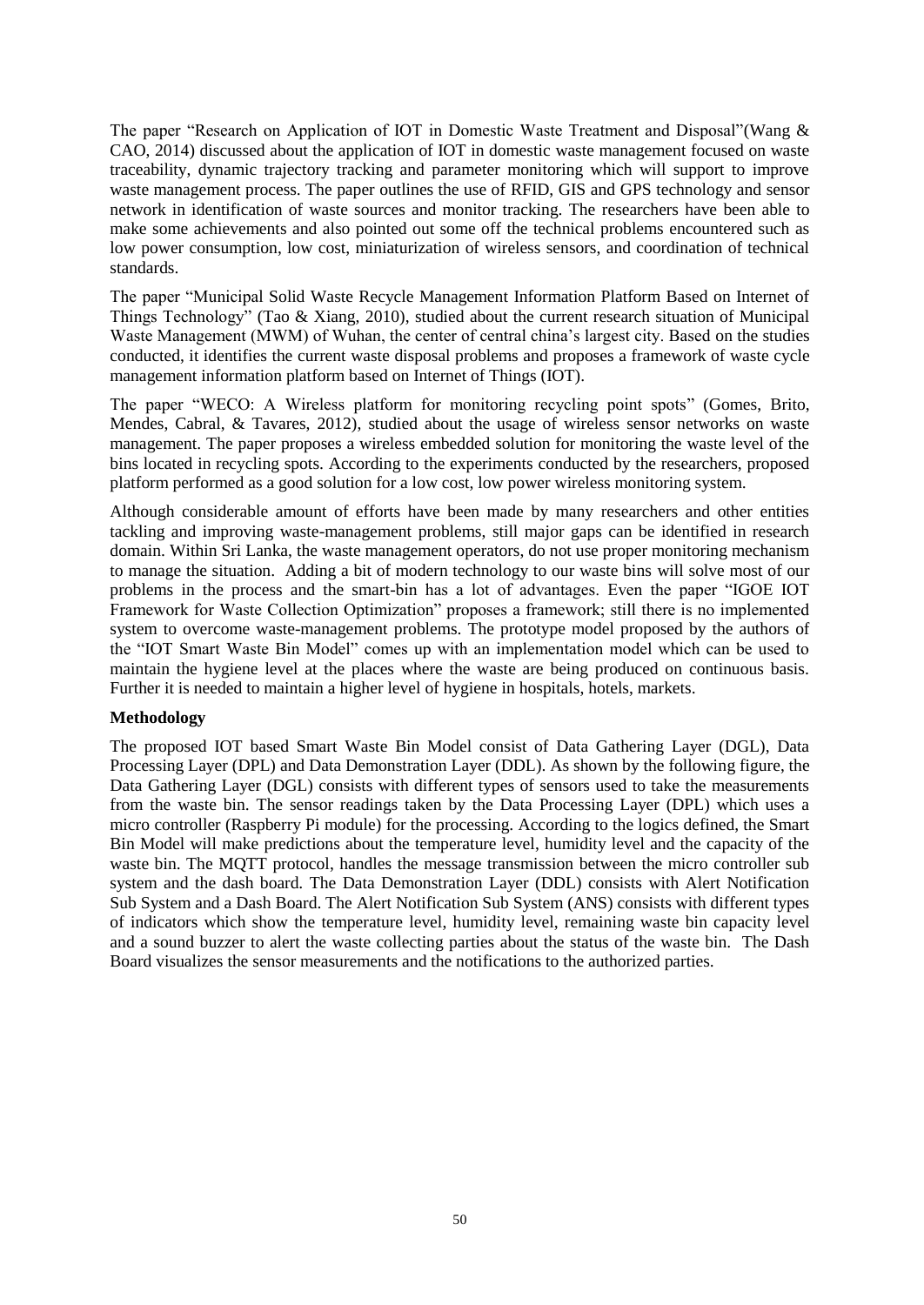The paper "Research on Application of IOT in Domestic Waste Treatment and Disposal"(Wang & CAO, 2014) discussed about the application of IOT in domestic waste management focused on waste traceability, dynamic trajectory tracking and parameter monitoring which will support to improve waste management process. The paper outlines the use of RFID, GIS and GPS technology and sensor network in identification of waste sources and monitor tracking. The researchers have been able to make some achievements and also pointed out some off the technical problems encountered such as low power consumption, low cost, miniaturization of wireless sensors, and coordination of technical standards.

The paper "Municipal Solid Waste Recycle Management Information Platform Based on Internet of Things Technology" (Tao & Xiang, 2010), studied about the current research situation of Municipal Waste Management (MWM) of Wuhan, the center of central china's largest city. Based on the studies conducted, it identifies the current waste disposal problems and proposes a framework of waste cycle management information platform based on Internet of Things (IOT).

The paper "WECO: A Wireless platform for monitoring recycling point spots" (Gomes, Brito, Mendes, Cabral, & Tavares, 2012), studied about the usage of wireless sensor networks on waste management. The paper proposes a wireless embedded solution for monitoring the waste level of the bins located in recycling spots. According to the experiments conducted by the researchers, proposed platform performed as a good solution for a low cost, low power wireless monitoring system.

Although considerable amount of efforts have been made by many researchers and other entities tackling and improving waste-management problems, still major gaps can be identified in research domain. Within Sri Lanka, the waste management operators, do not use proper monitoring mechanism to manage the situation. Adding a bit of modern technology to our waste bins will solve most of our problems in the process and the smart-bin has a lot of advantages. Even the paper "IGOE IOT Framework for Waste Collection Optimization" proposes a framework; still there is no implemented system to overcome waste-management problems. The prototype model proposed by the authors of the "IOT Smart Waste Bin Model" comes up with an implementation model which can be used to maintain the hygiene level at the places where the waste are being produced on continuous basis. Further it is needed to maintain a higher level of hygiene in hospitals, hotels, markets.

**Methodology**

The proposed IOT based Smart Waste Bin Model consist of Data Gathering Layer (DGL), Data Processing Layer (DPL) and Data Demonstration Layer (DDL). As shown by the following figure, the Data Gathering Layer (DGL) consists with different types of sensors used to take the measurements from the waste bin. The sensor readings taken by the Data Processing Layer (DPL) which uses a micro controller (Raspberry Pi module) for the processing. According to the logics defined, the Smart Bin Model will make predictions about the temperature level, humidity level and the capacity of the waste bin. The MQTT protocol, handles the message transmission between the micro controller sub system and the dash board. The Data Demonstration Layer (DDL) consists with Alert Notification Sub System and a Dash Board. The Alert Notification Sub System (ANS) consists with different types of indicators which show the temperature level, humidity level, remaining waste bin capacity level and a sound buzzer to alert the waste collecting parties about the status of the waste bin. The Dash Board visualizes the sensor measurements and the notifications to the authorized parties.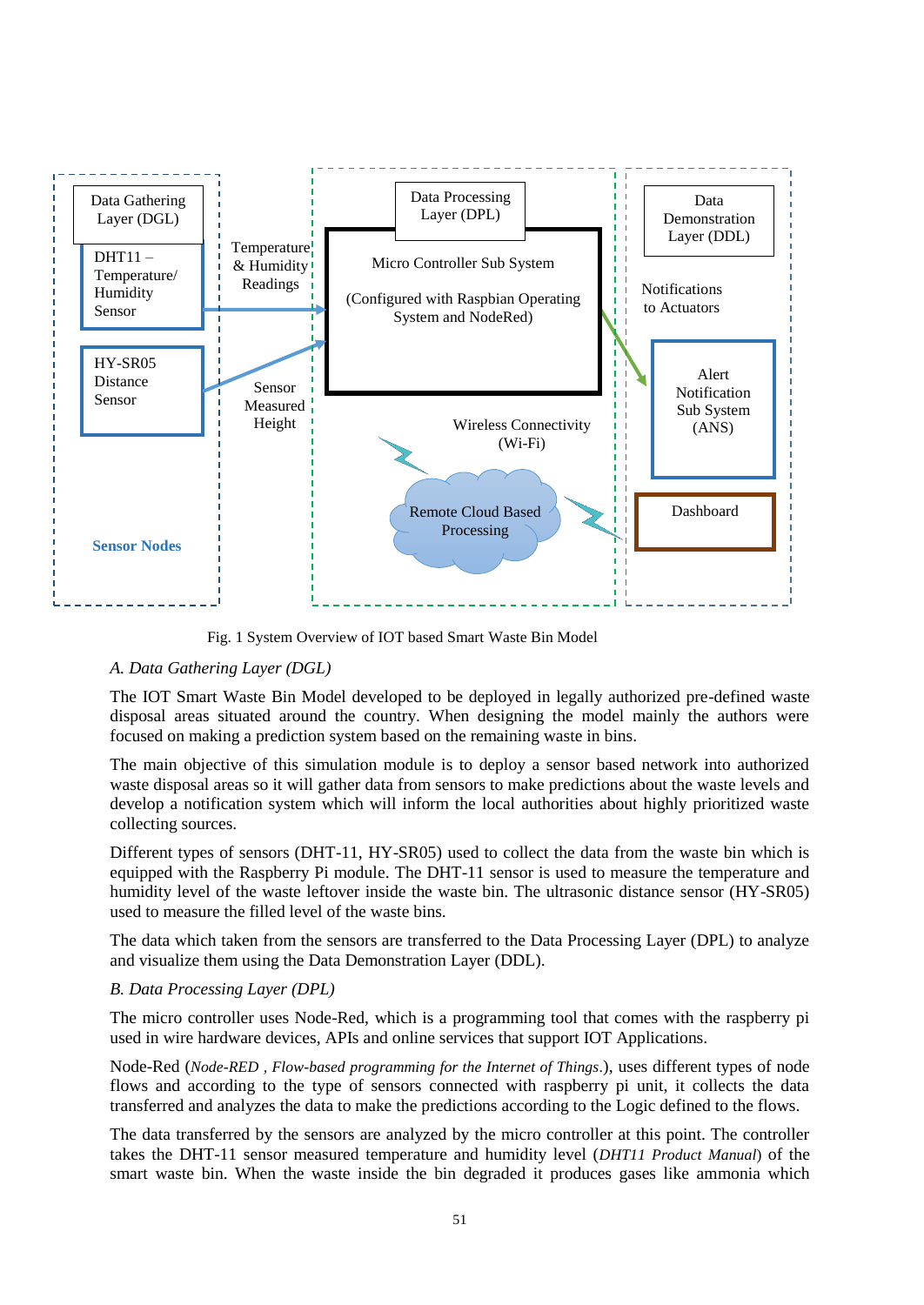Fig. 1 System Overview of IOT based Smart Waste Bin Model

### *A. Data Gathering Layer (DGL)*

The IOT Smart Waste Bin Model developed to be deployed in legally authorized pre-defined waste disposal areas situated around the country. When designing the model mainly the authors were focused on making a prediction system based on the remaining waste in bins.

The main objective of this simulation module is to deploy a sensor based network into authorized waste disposal areas so it will gather data from sensors to make predictions about the waste levels and develop a notification system which will inform the local authorities about highly prioritized waste collecting sources.

Different types of sensors (DHT-11, HY-SR05) used to collect the data from the waste bin which is equipped with the Raspberry Pi module. The DHT-11 sensor is used to measure the temperature and humidity level of the waste leftover inside the waste bin. The ultrasonic distance sensor (HY-SR05) used to measure the filled level of the waste bins.

The data which taken from the sensors are transferred to the Data Processing Layer (DPL) to analyze and visualize them using the Data Demonstration Layer (DDL).

### *B. Data Processing Layer (DPL)*

The micro controller uses Node-Red, which is a programming tool that comes with the raspberry pi used in wire hardware devices, APIs and online services that support IOT Applications.

Node-Red (*Node-RED , Flow-based programming for the Internet of Things*.), uses different types of node flows and according to the type of sensors connected with raspberry pi unit, it collects the data transferred and analyzes the data to make the predictions according to the Logic defined to the flows.

The data transferred by the sensors are analyzed by the micro controller at this point. The controller takes the DHT-11 sensor measured temperature and humidity level (*DHT11 Product Manual*) of the smart waste bin. When the waste inside the bin degraded it produces gases like ammonia which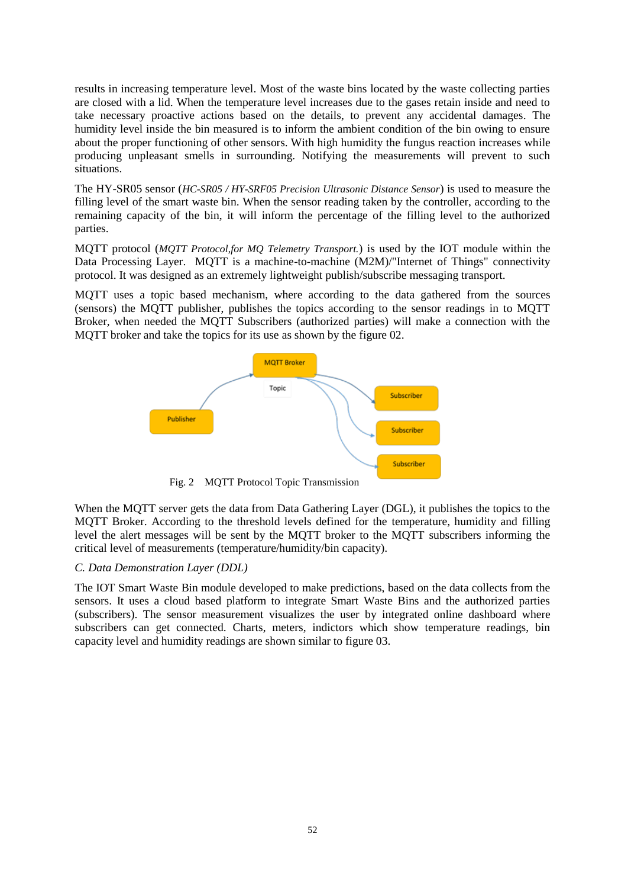results in increasing temperature level. Most of the waste bins located by the waste collecting parties are closed with a lid. When the temperature level increases due to the gases retain inside and need to take necessary proactive actions based on the details, to prevent any accidental damages. The humidity level inside the bin measured is to inform the ambient condition of the bin owing to ensure about the proper functioning of other sensors. With high humidity the fungus reaction increases while producing unpleasant smells in surrounding. Notifying the measurements will prevent to such situations.

The HY-SR05 sensor (*HC-SR05 / HY-SRF05 Precision Ultrasonic Distance Sensor*) is used to measure the filling level of the smart waste bin. When the sensor reading taken by the controller, according to the remaining capacity of the bin, it will inform the percentage of the filling level to the authorized parties.

MQTT protocol (*MQTT Protocol,for MQ Telemetry Transport.*) is used by the IOT module within the Data Processing Layer. MQTT is a machine-to-machine (M2M)/"Internet of Things" connectivity protocol. It was designed as an extremely lightweight publish/subscribe messaging transport.

MQTT uses a topic based mechanism, where according to the data gathered from the sources (sensors) the MQTT publisher, publishes the topics according to the sensor readings in to MQTT Broker, when needed the MQTT Subscribers (authorized parties) will make a connection with the MQTT broker and take the topics for its use as shown by the figure 02.

Fig. 2 MQTT Protocol Topic Transmission

When the MQTT server gets the data from Data Gathering Layer (DGL), it publishes the topics to the MQTT Broker. According to the threshold levels defined for the temperature, humidity and filling level the alert messages will be sent by the MQTT broker to the MQTT subscribers informing the critical level of measurements (temperature/humidity/bin capacity).

### *C. Data Demonstration Layer (DDL)*

The IOT Smart Waste Bin module developed to make predictions, based on the data collects from the sensors. It uses a cloud based platform to integrate Smart Waste Bins and the authorized parties (subscribers). The sensor measurement visualizes the user by integrated online dashboard where subscribers can get connected. Charts, meters, indictors which show temperature readings, bin capacity level and humidity readings are shown similar to figure 03.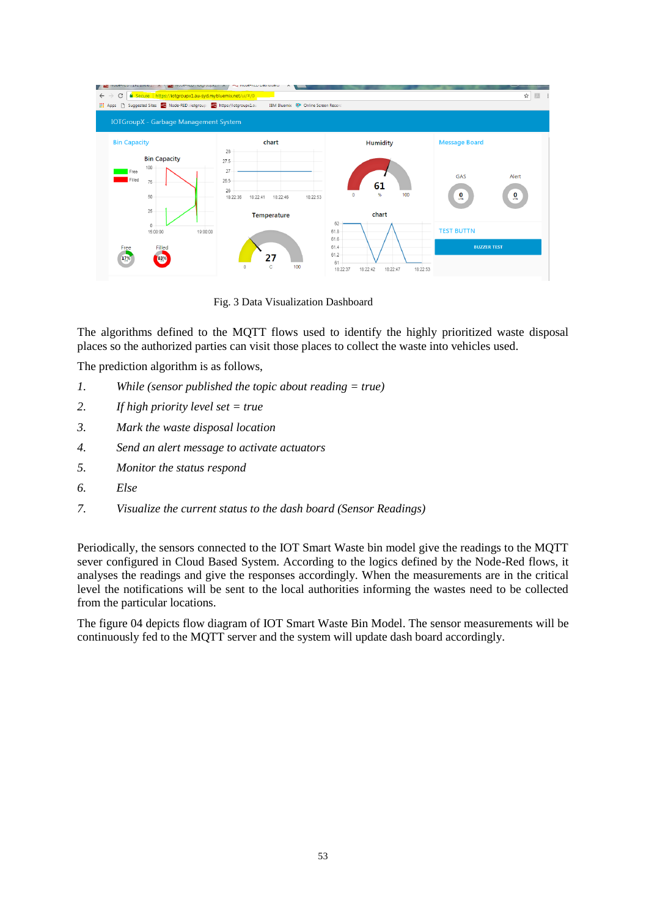Fig. 3 Data Visualization Dashboard

The algorithms defined to the MQTT flows used to identify the highly prioritized waste disposal places so the authorized parties can visit those places to collect the waste into vehicles used.

The prediction algorithm is as follows,

1. *While (sensor published the topic about reading = true)*
2. *If high priority level set = true*
3. *Mark the waste disposal location*
4. *Send an alert message to activate actuators*
5. *Monitor the status respond*
6. *Else*
7. *Visualize the current status to the dash board (Sensor Readings)*

Periodically, the sensors connected to the IOT Smart Waste bin model give the readings to the MQTT sever configured in Cloud Based System. According to the logics defined by the Node-Red flows, it analyses the readings and give the responses accordingly. When the measurements are in the critical level the notifications will be sent to the local authorities informing the wastes need to be collected from the particular locations.

The figure 04 depicts flow diagram of IOT Smart Waste Bin Model. The sensor measurements will be continuously fed to the MQTT server and the system will update dash board accordingly.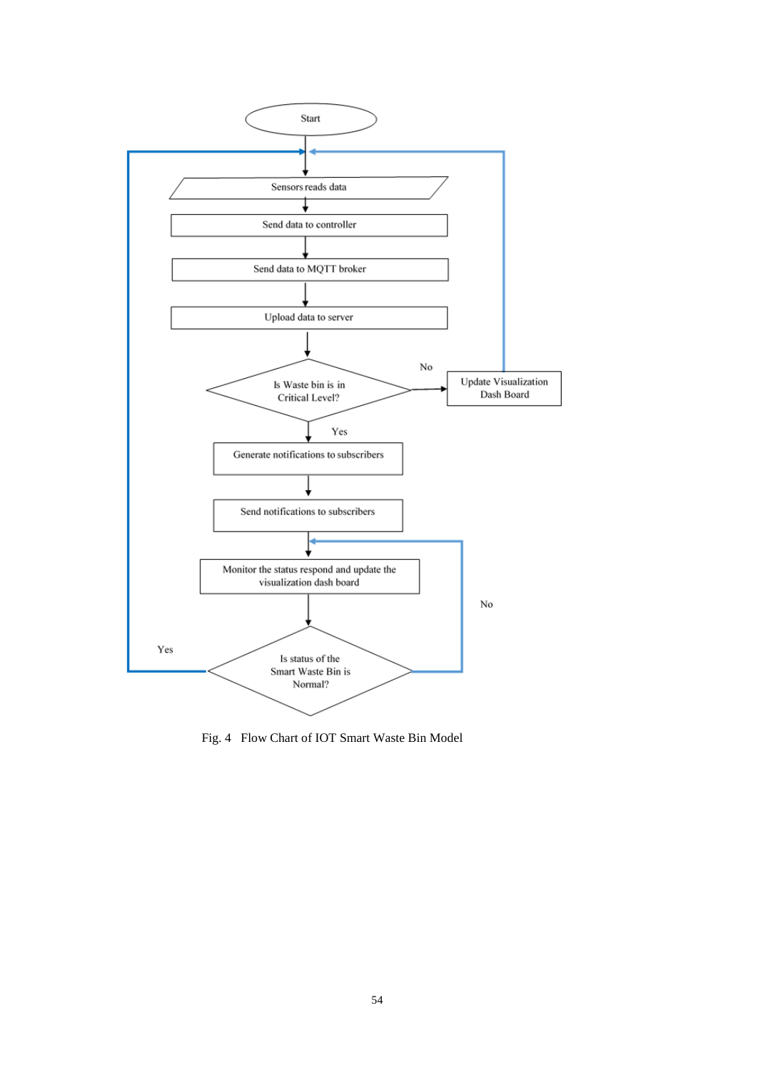Start

Sensors reads data

Send data to controller

Send data to MQTT broker

Upload data to server

Is Waste bin is in Critical Level?

No

Update Visualization Dash Board

Yes

Generate notifications to subscribers

Send notifications to subscribers

Monitor the status respond and update the visualization dash board

No

Yes

Is status of the Smart Waste Bin is Normal?

Fig. 4 Flow Chart of IOT Smart Waste Bin Model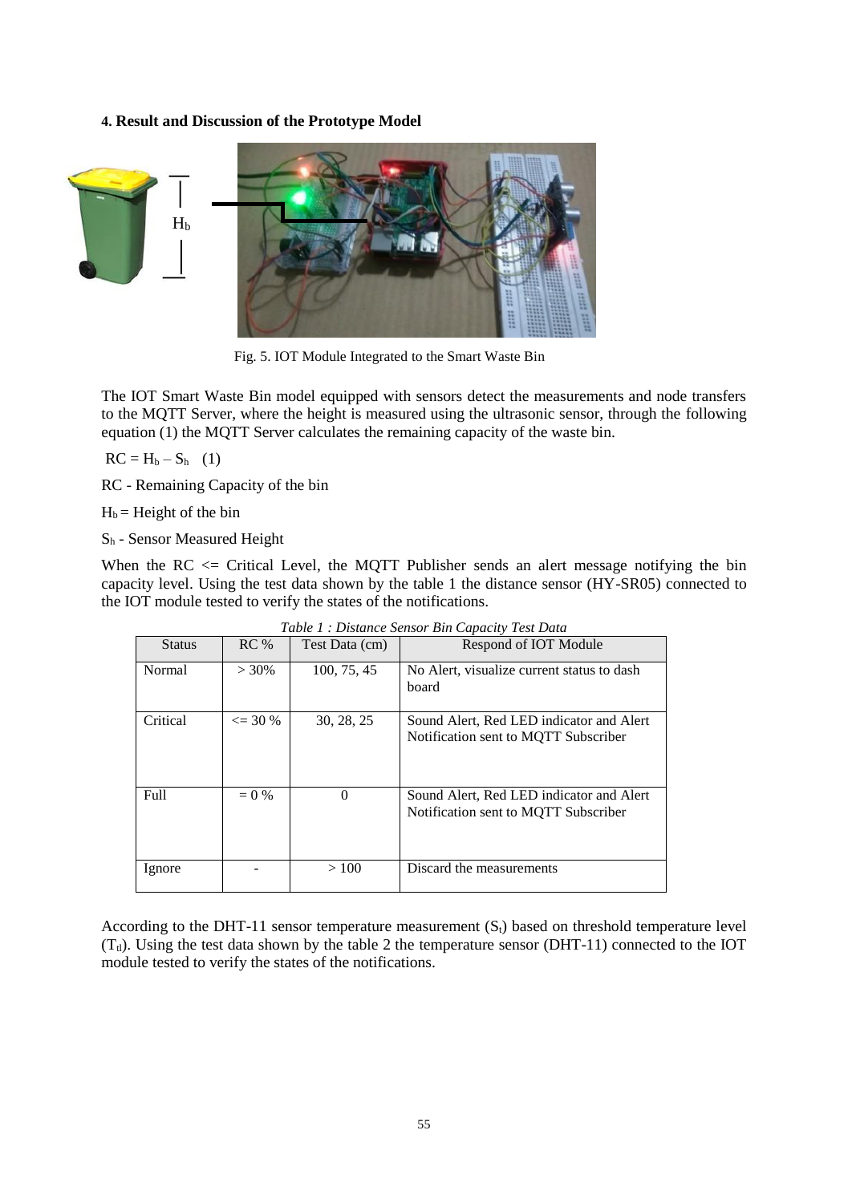### 4. Result and Discussion of the Prototype Model

Fig. 5. IOT Module Integrated to the Smart Waste Bin

The IOT Smart Waste Bin model equipped with sensors detect the measurements and node transfers to the MQTT Server, where the height is measured using the ultrasonic sensor, through the following equation (1) the MQTT Server calculates the remaining capacity of the waste bin.

$RC = H_b - S_h$ (1)

RC - Remaining Capacity of the bin

$H_b$ = Height of the bin

$S_h$ - Sensor Measured Height

When the RC <= Critical Level, the MQTT Publisher sends an alert message notifying the bin capacity level. Using the test data shown by the table 1 the distance sensor (HY-SR05) connected to the IOT module tested to verify the states of the notifications.

*Table 1 : Distance Sensor Bin Capacity Test Data*

| Status | RC % | Test Data (cm) | Respond of IOT Module |
|---|---|---|---|
| Normal | > 30% | 100, 75, 45 | No Alert, visualize current status to dash board |
| Critical | <= 30 % | 30, 28, 25 | Sound Alert, Red LED indicator and Alert Notification sent to MQTT Subscriber |
| Full | = 0 % | 0 | Sound Alert, Red LED indicator and Alert Notification sent to MQTT Subscriber |
| Ignore | - | > 100 | Discard the measurements |

According to the DHT-11 sensor temperature measurement ($S_t$) based on threshold temperature level ($T_{tl}$). Using the test data shown by the table 2 the temperature sensor (DHT-11) connected to the IOT module tested to verify the states of the notifications.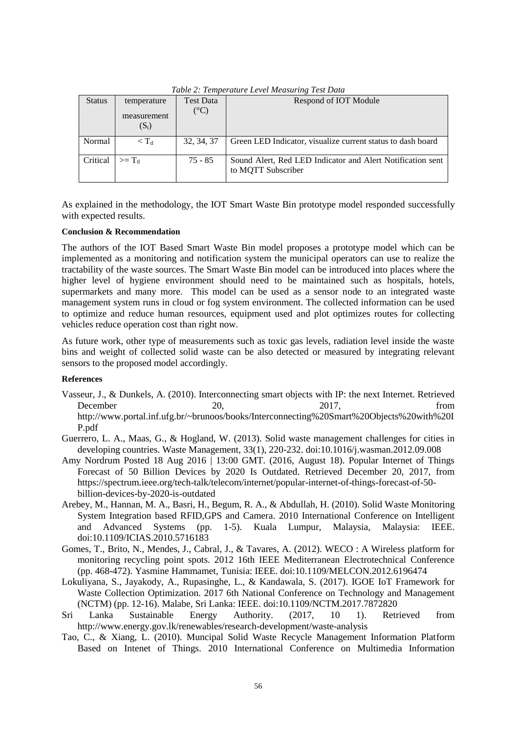*Table 2: Temperature Level Measuring Test Data*

| Status | temperature measurement ($S_t$) | Test Data (°C) | Respond of IOT Module |
|---|---|---|---|
| Normal | $< T_{tl}$ | 32, 34, 37 | Green LED Indicator, visualize current status to dash board |
| Critical | $>= T_{tl}$ | 75 - 85 | Sound Alert, Red LED Indicator and Alert Notification sent to MQTT Subscriber |

As explained in the methodology, the IOT Smart Waste Bin prototype model responded successfully with expected results.

**Conclusion & Recommendation**

The authors of the IOT Based Smart Waste Bin model proposes a prototype model which can be implemented as a monitoring and notification system the municipal operators can use to realize the tractability of the waste sources. The Smart Waste Bin model can be introduced into places where the higher level of hygiene environment should need to be maintained such as hospitals, hotels, supermarkets and many more. This model can be used as a sensor node to an integrated waste management system runs in cloud or fog system environment. The collected information can be used to optimize and reduce human resources, equipment used and plot optimizes routes for collecting vehicles reduce operation cost than right now.

As future work, other type of measurements such as toxic gas levels, radiation level inside the waste bins and weight of collected solid waste can be also detected or measured by integrating relevant sensors to the proposed model accordingly.

**References**

Vasseur, J., & Dunkels, A. (2010). Interconnecting smart objects with IP: the next Internet. Retrieved December 20, 2017, from http://www.portal.inf.ufg.br/~brunoos/books/Interconnecting%20Smart%20Objects%20with%20IP.pdf

Guerrero, L. A., Maas, G., & Hogland, W. (2013). Solid waste management challenges for cities in developing countries. Waste Management, 33(1), 220-232. doi:10.1016/j.wasman.2012.09.008

Amy Nordrum Posted 18 Aug 2016 | 13:00 GMT. (2016, August 18). Popular Internet of Things Forecast of 50 Billion Devices by 2020 Is Outdated. Retrieved December 20, 2017, from https://spectrum.ieee.org/tech-talk/telecom/internet/popular-internet-of-things-forecast-of-50-billion-devices-by-2020-is-outdated

Arebey, M., Hannan, M. A., Basri, H., Begum, R. A., & Abdullah, H. (2010). Solid Waste Monitoring System Integration based RFID,GPS and Camera. 2010 International Conference on Intelligent and Advanced Systems (pp. 1-5). Kuala Lumpur, Malaysia, Malaysia: IEEE. doi:10.1109/ICIAS.2010.5716183

Gomes, T., Brito, N., Mendes, J., Cabral, J., & Tavares, A. (2012). WECO : A Wireless platform for monitoring recycling point spots. 2012 16th IEEE Mediterranean Electrotechnical Conference (pp. 468-472). Yasmine Hammamet, Tunisia: IEEE. doi:10.1109/MELCON.2012.6196474

Lokuliyana, S., Jayakody, A., Rupasinghe, L., & Kandawala, S. (2017). IGOE IoT Framework for Waste Collection Optimization. 2017 6th National Conference on Technology and Management (NCTM) (pp. 12-16). Malabe, Sri Lanka: IEEE. doi:10.1109/NCTM.2017.7872820

Sri Lanka Sustainable Energy Authority. (2017, 10 1). Retrieved from http://www.energy.gov.lk/renewables/research-development/waste-analysis

Tao, C., & Xiang, L. (2010). Muncipal Solid Waste Recycle Management Information Platform Based on Intenet of Things. 2010 International Conference on Multimedia Information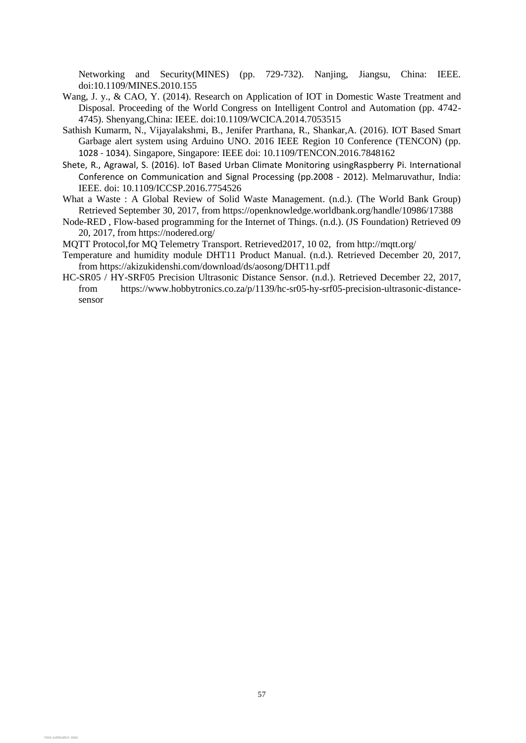Networking and Security(MINES) (pp. 729-732). Nanjing, Jiangsu, China: IEEE. doi:10.1109/MINES.2010.155

Wang, J. y., & CAO, Y. (2014). Research on Application of IOT in Domestic Waste Treatment and Disposal. Proceeding of the World Congress on Intelligent Control and Automation (pp. 4742-4745). Shenyang,China: IEEE. doi:10.1109/WCICA.2014.7053515

Sathish Kumarm, N., Vijayalakshmi, B., Jenifer Prarthana, R., Shankar,A. (2016). IOT Based Smart Garbage alert system using Arduino UNO. 2016 IEEE Region 10 Conference (TENCON) (pp. 1028 - 1034). Singapore, Singapore: IEEE doi: 10.1109/TENCON.2016.7848162

Shete, R., Agrawal, S. (2016). IoT Based Urban Climate Monitoring usingRaspberry Pi. International Conference on Communication and Signal Processing (pp.2008 - 2012). Melmaruvathur, India: IEEE. doi: 10.1109/ICCSP.2016.7754526

What a Waste : A Global Review of Solid Waste Management. (n.d.). (The World Bank Group) Retrieved September 30, 2017, from https://openknowledge.worldbank.org/handle/10986/17388

Node-RED , Flow-based programming for the Internet of Things. (n.d.). (JS Foundation) Retrieved 09 20, 2017, from https://nodered.org/

MQTT Protocol,for MQ Telemetry Transport. Retrieved2017, 10 02, from http://mqtt.org/

Temperature and humidity module DHT11 Product Manual. (n.d.). Retrieved December 20, 2017, from https://akizukidenshi.com/download/ds/aosong/DHT11.pdf

HC-SR05 / HY-SRF05 Precision Ultrasonic Distance Sensor. (n.d.). Retrieved December 22, 2017, from https://www.hobbytronics.co.za/p/1139/hc-sr05-hy-srf05-precision-ultrasonic-distance-sensor